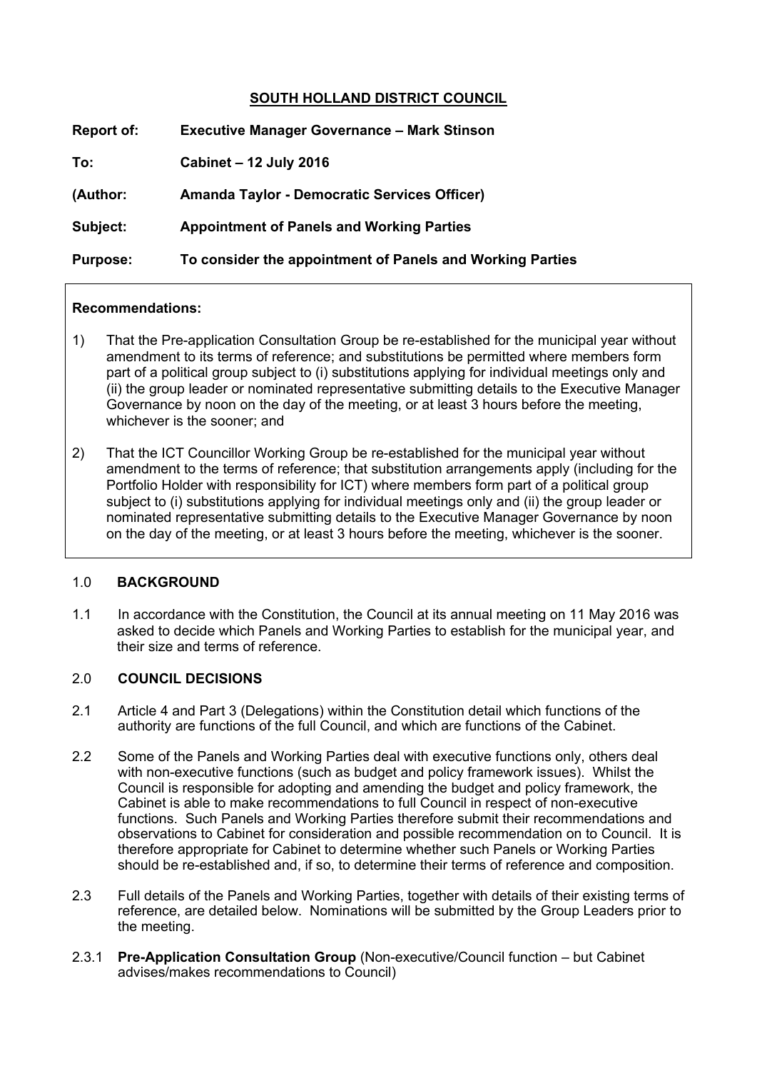# SOUTH HOLLAND DISTRICT COUNCIL

**Report of:** **Executive Manager Governance – Mark Stinson**

**To:** **Cabinet – 12 July 2016**

**(Author:** **Amanda Taylor - Democratic Services Officer)**

**Subject:** **Appointment of Panels and Working Parties**

**Purpose:** **To consider the appointment of Panels and Working Parties**

**Recommendations:**

1) That the Pre-application Consultation Group be re-established for the municipal year without amendment to its terms of reference; and substitutions be permitted where members form part of a political group subject to (i) substitutions applying for individual meetings only and (ii) the group leader or nominated representative submitting details to the Executive Manager Governance by noon on the day of the meeting, or at least 3 hours before the meeting, whichever is the sooner; and

2) That the ICT Councillor Working Group be re-established for the municipal year without amendment to the terms of reference; that substitution arrangements apply (including for the Portfolio Holder with responsibility for ICT) where members form part of a political group subject to (i) substitutions applying for individual meetings only and (ii) the group leader or nominated representative submitting details to the Executive Manager Governance by noon on the day of the meeting, or at least 3 hours before the meeting, whichever is the sooner.

## 1.0 BACKGROUND

1.1 In accordance with the Constitution, the Council at its annual meeting on 11 May 2016 was asked to decide which Panels and Working Parties to establish for the municipal year, and their size and terms of reference.

## 2.0 COUNCIL DECISIONS

2.1 Article 4 and Part 3 (Delegations) within the Constitution detail which functions of the authority are functions of the full Council, and which are functions of the Cabinet.

2.2 Some of the Panels and Working Parties deal with executive functions only, others deal with non-executive functions (such as budget and policy framework issues). Whilst the Council is responsible for adopting and amending the budget and policy framework, the Cabinet is able to make recommendations to full Council in respect of non-executive functions. Such Panels and Working Parties therefore submit their recommendations and observations to Cabinet for consideration and possible recommendation on to Council. It is therefore appropriate for Cabinet to determine whether such Panels or Working Parties should be re-established and, if so, to determine their terms of reference and composition.

2.3 Full details of the Panels and Working Parties, together with details of their existing terms of reference, are detailed below. Nominations will be submitted by the Group Leaders prior to the meeting.

2.3.1 **Pre-Application Consultation Group** (Non-executive/Council function – but Cabinet advises/makes recommendations to Council)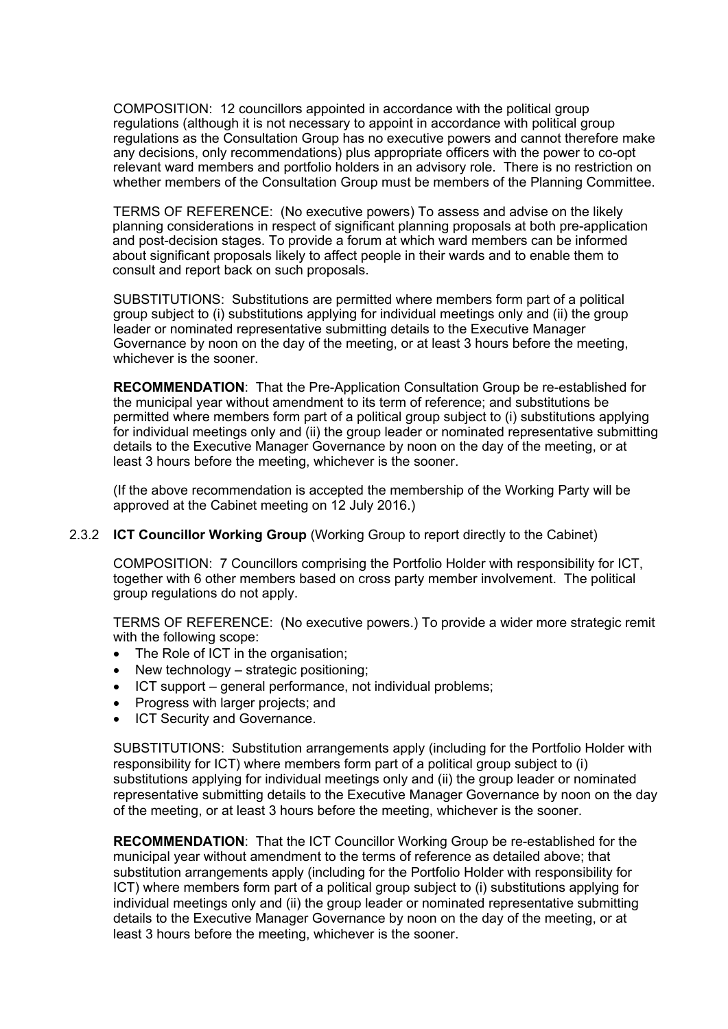COMPOSITION: 12 councillors appointed in accordance with the political group regulations (although it is not necessary to appoint in accordance with political group regulations as the Consultation Group has no executive powers and cannot therefore make any decisions, only recommendations) plus appropriate officers with the power to co-opt relevant ward members and portfolio holders in an advisory role. There is no restriction on whether members of the Consultation Group must be members of the Planning Committee.

TERMS OF REFERENCE: (No executive powers) To assess and advise on the likely planning considerations in respect of significant planning proposals at both pre-application and post-decision stages. To provide a forum at which ward members can be informed about significant proposals likely to affect people in their wards and to enable them to consult and report back on such proposals.

SUBSTITUTIONS: Substitutions are permitted where members form part of a political group subject to (i) substitutions applying for individual meetings only and (ii) the group leader or nominated representative submitting details to the Executive Manager Governance by noon on the day of the meeting, or at least 3 hours before the meeting, whichever is the sooner.

**RECOMMENDATION**: That the Pre-Application Consultation Group be re-established for the municipal year without amendment to its term of reference; and substitutions be permitted where members form part of a political group subject to (i) substitutions applying for individual meetings only and (ii) the group leader or nominated representative submitting details to the Executive Manager Governance by noon on the day of the meeting, or at least 3 hours before the meeting, whichever is the sooner.

(If the above recommendation is accepted the membership of the Working Party will be approved at the Cabinet meeting on 12 July 2016.)

2.3.2 **ICT Councillor Working Group** (Working Group to report directly to the Cabinet)

COMPOSITION: 7 Councillors comprising the Portfolio Holder with responsibility for ICT, together with 6 other members based on cross party member involvement. The political group regulations do not apply.

TERMS OF REFERENCE: (No executive powers.) To provide a wider more strategic remit with the following scope:

- The Role of ICT in the organisation;
- New technology – strategic positioning;
- ICT support – general performance, not individual problems;
- Progress with larger projects; and
- ICT Security and Governance.

SUBSTITUTIONS: Substitution arrangements apply (including for the Portfolio Holder with responsibility for ICT) where members form part of a political group subject to (i) substitutions applying for individual meetings only and (ii) the group leader or nominated representative submitting details to the Executive Manager Governance by noon on the day of the meeting, or at least 3 hours before the meeting, whichever is the sooner.

**RECOMMENDATION**: That the ICT Councillor Working Group be re-established for the municipal year without amendment to the terms of reference as detailed above; that substitution arrangements apply (including for the Portfolio Holder with responsibility for ICT) where members form part of a political group subject to (i) substitutions applying for individual meetings only and (ii) the group leader or nominated representative submitting details to the Executive Manager Governance by noon on the day of the meeting, or at least 3 hours before the meeting, whichever is the sooner.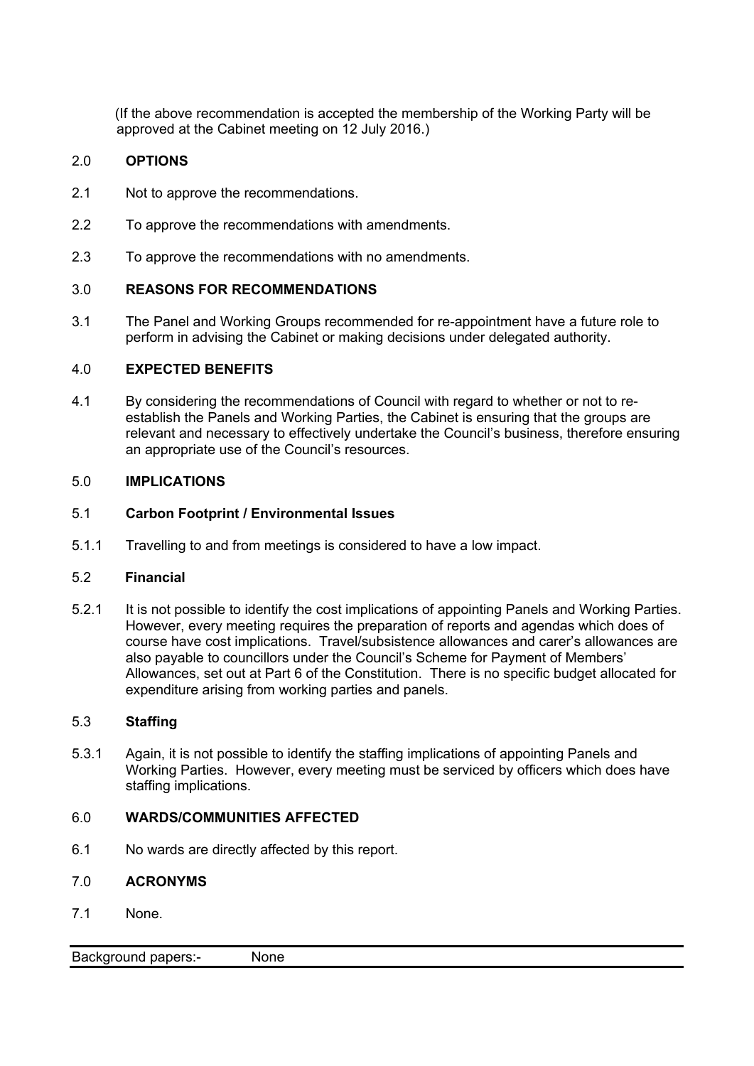(If the above recommendation is accepted the membership of the Working Party will be approved at the Cabinet meeting on 12 July 2016.)

## 2.0 OPTIONS

2.1 Not to approve the recommendations.

2.2 To approve the recommendations with amendments.

2.3 To approve the recommendations with no amendments.

## 3.0 REASONS FOR RECOMMENDATIONS

3.1 The Panel and Working Groups recommended for re-appointment have a future role to perform in advising the Cabinet or making decisions under delegated authority.

## 4.0 EXPECTED BENEFITS

4.1 By considering the recommendations of Council with regard to whether or not to re-establish the Panels and Working Parties, the Cabinet is ensuring that the groups are relevant and necessary to effectively undertake the Council's business, therefore ensuring an appropriate use of the Council's resources.

## 5.0 IMPLICATIONS

### 5.1 Carbon Footprint / Environmental Issues

5.1.1 Travelling to and from meetings is considered to have a low impact.

### 5.2 Financial

5.2.1 It is not possible to identify the cost implications of appointing Panels and Working Parties. However, every meeting requires the preparation of reports and agendas which does of course have cost implications. Travel/subsistence allowances and carer's allowances are also payable to councillors under the Council's Scheme for Payment of Members' Allowances, set out at Part 6 of the Constitution. There is no specific budget allocated for expenditure arising from working parties and panels.

### 5.3 Staffing

5.3.1 Again, it is not possible to identify the staffing implications of appointing Panels and Working Parties. However, every meeting must be serviced by officers which does have staffing implications.

## 6.0 WARDS/COMMUNITIES AFFECTED

6.1 No wards are directly affected by this report.

## 7.0 ACRONYMS

7.1 None.

| Background papers:- | None |
|---|---|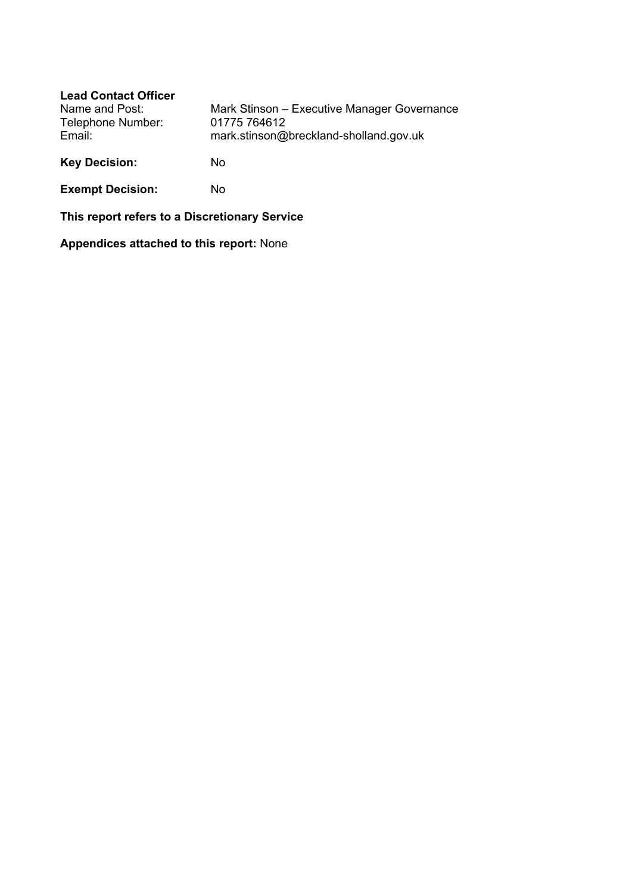**Lead Contact Officer**

| | |
|---|---|
| Name and Post: | Mark Stinson – Executive Manager Governance |
| Telephone Number: | 01775 764612 |
| Email: | mark.stinson@breckland-sholland.gov.uk |

**Key Decision:** No

**Exempt Decision:** No

**This report refers to a Discretionary Service**

**Appendices attached to this report:** None